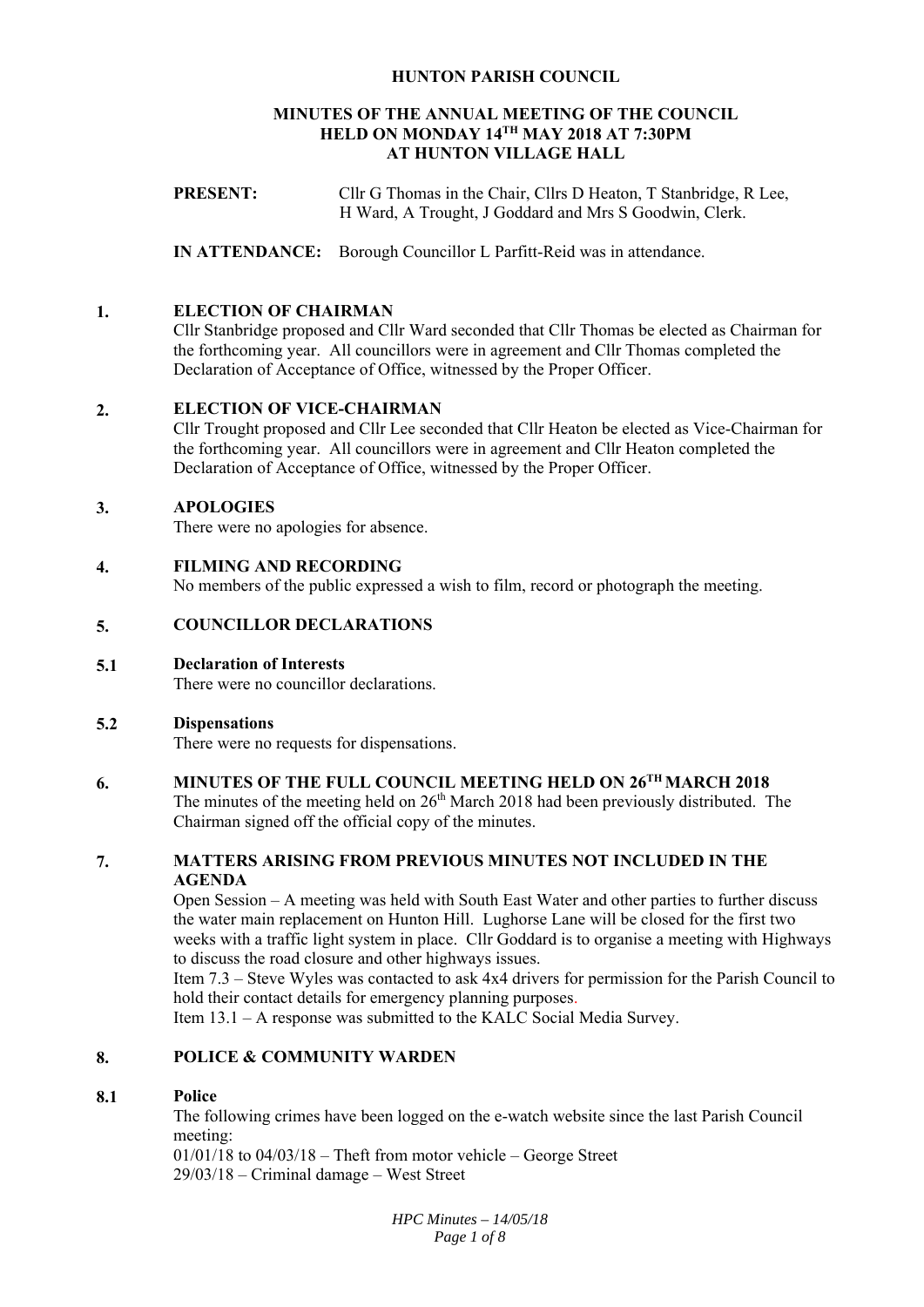# HUNTON PARISH COUNCIL

## MINUTES OF THE ANNUAL MEETING OF THE COUNCIL HELD ON MONDAY 14TH MAY 2018 AT 7:30PM AT HUNTON VILLAGE HALL

**PRESENT:** Cllr G Thomas in the Chair, Cllrs D Heaton, T Stanbridge, R Lee, H Ward, A Trought, J Goddard and Mrs S Goodwin, Clerk.

**IN ATTENDANCE:** Borough Councillor L Parfitt-Reid was in attendance.

### 1. ELECTION OF CHAIRMAN

Cllr Stanbridge proposed and Cllr Ward seconded that Cllr Thomas be elected as Chairman for the forthcoming year. All councillors were in agreement and Cllr Thomas completed the Declaration of Acceptance of Office, witnessed by the Proper Officer.

### 2. ELECTION OF VICE-CHAIRMAN

Cllr Trought proposed and Cllr Lee seconded that Cllr Heaton be elected as Vice-Chairman for the forthcoming year. All councillors were in agreement and Cllr Heaton completed the Declaration of Acceptance of Office, witnessed by the Proper Officer.

### 3. APOLOGIES

There were no apologies for absence.

### 4. FILMING AND RECORDING

No members of the public expressed a wish to film, record or photograph the meeting.

### 5. COUNCILLOR DECLARATIONS

#### 5.1 Declaration of Interests

There were no councillor declarations.

#### 5.2 Dispensations

There were no requests for dispensations.

### 6. MINUTES OF THE FULL COUNCIL MEETING HELD ON 26TH MARCH 2018

The minutes of the meeting held on 26th March 2018 had been previously distributed. The Chairman signed off the official copy of the minutes.

### 7. MATTERS ARISING FROM PREVIOUS MINUTES NOT INCLUDED IN THE AGENDA

Open Session – A meeting was held with South East Water and other parties to further discuss the water main replacement on Hunton Hill. Lughorse Lane will be closed for the first two weeks with a traffic light system in place. Cllr Goddard is to organise a meeting with Highways to discuss the road closure and other highways issues.

Item 7.3 – Steve Wyles was contacted to ask 4x4 drivers for permission for the Parish Council to hold their contact details for emergency planning purposes.

Item 13.1 – A response was submitted to the KALC Social Media Survey.

### 8. POLICE & COMMUNITY WARDEN

#### 8.1 Police

The following crimes have been logged on the e-watch website since the last Parish Council meeting:

01/01/18 to 04/03/18 – Theft from motor vehicle – George Street

29/03/18 – Criminal damage – West Street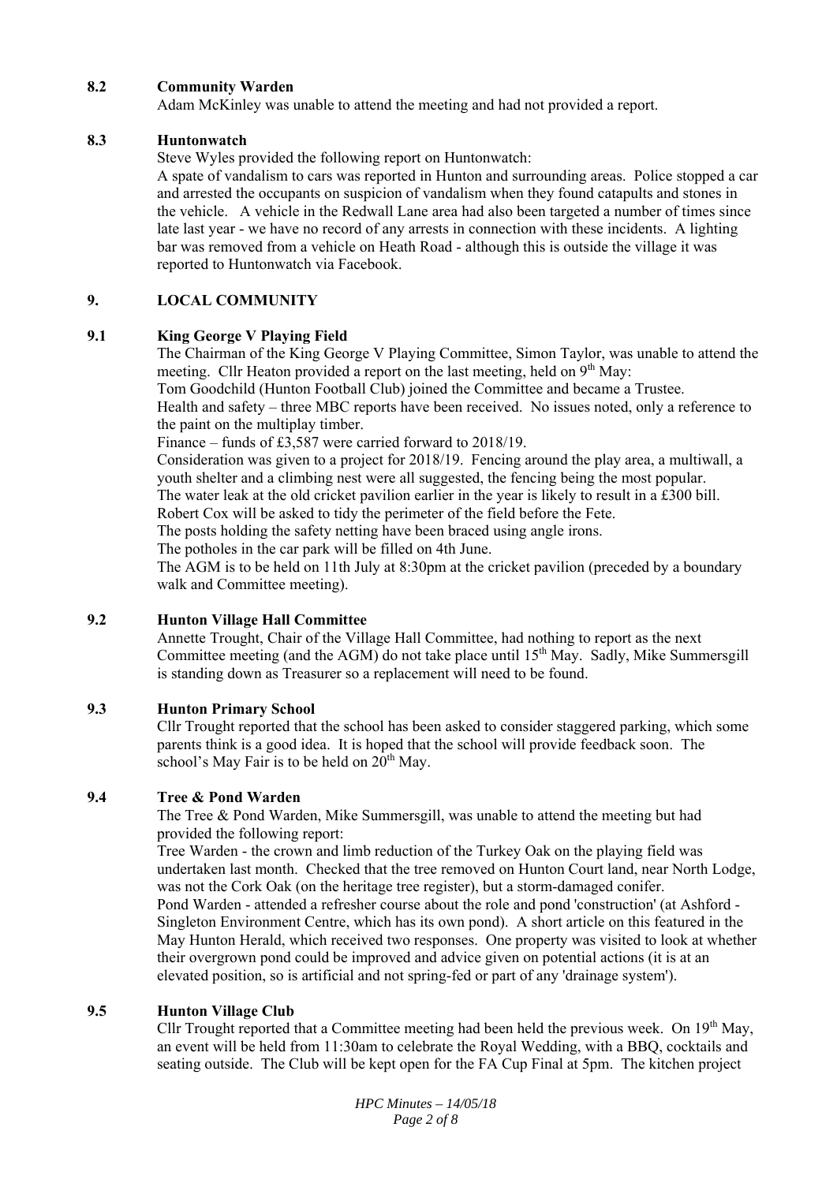### 8.2 Community Warden

Adam McKinley was unable to attend the meeting and had not provided a report.

### 8.3 Huntonwatch

Steve Wyles provided the following report on Huntonwatch:

A spate of vandalism to cars was reported in Hunton and surrounding areas. Police stopped a car and arrested the occupants on suspicion of vandalism when they found catapults and stones in the vehicle. A vehicle in the Redwall Lane area had also been targeted a number of times since late last year - we have no record of any arrests in connection with these incidents. A lighting bar was removed from a vehicle on Heath Road - although this is outside the village it was reported to Huntonwatch via Facebook.

## 9. LOCAL COMMUNITY

### 9.1 King George V Playing Field

The Chairman of the King George V Playing Committee, Simon Taylor, was unable to attend the meeting. Cllr Heaton provided a report on the last meeting, held on 9th May:

Tom Goodchild (Hunton Football Club) joined the Committee and became a Trustee.

Health and safety – three MBC reports have been received. No issues noted, only a reference to the paint on the multiplay timber.

Finance – funds of £3,587 were carried forward to 2018/19.

Consideration was given to a project for 2018/19. Fencing around the play area, a multiwall, a youth shelter and a climbing nest were all suggested, the fencing being the most popular.

The water leak at the old cricket pavilion earlier in the year is likely to result in a £300 bill.

Robert Cox will be asked to tidy the perimeter of the field before the Fete.

The posts holding the safety netting have been braced using angle irons.

The potholes in the car park will be filled on 4th June.

The AGM is to be held on 11th July at 8:30pm at the cricket pavilion (preceded by a boundary walk and Committee meeting).

### 9.2 Hunton Village Hall Committee

Annette Trought, Chair of the Village Hall Committee, had nothing to report as the next Committee meeting (and the AGM) do not take place until 15th May. Sadly, Mike Summersgill is standing down as Treasurer so a replacement will need to be found.

### 9.3 Hunton Primary School

Cllr Trought reported that the school has been asked to consider staggered parking, which some parents think is a good idea. It is hoped that the school will provide feedback soon. The school's May Fair is to be held on 20th May.

### 9.4 Tree & Pond Warden

The Tree & Pond Warden, Mike Summersgill, was unable to attend the meeting but had provided the following report:

Tree Warden - the crown and limb reduction of the Turkey Oak on the playing field was undertaken last month. Checked that the tree removed on Hunton Court land, near North Lodge, was not the Cork Oak (on the heritage tree register), but a storm-damaged conifer.

Pond Warden - attended a refresher course about the role and pond 'construction' (at Ashford - Singleton Environment Centre, which has its own pond). A short article on this featured in the May Hunton Herald, which received two responses. One property was visited to look at whether their overgrown pond could be improved and advice given on potential actions (it is at an elevated position, so is artificial and not spring-fed or part of any 'drainage system').

### 9.5 Hunton Village Club

Cllr Trought reported that a Committee meeting had been held the previous week. On 19th May, an event will be held from 11:30am to celebrate the Royal Wedding, with a BBQ, cocktails and seating outside. The Club will be kept open for the FA Cup Final at 5pm. The kitchen project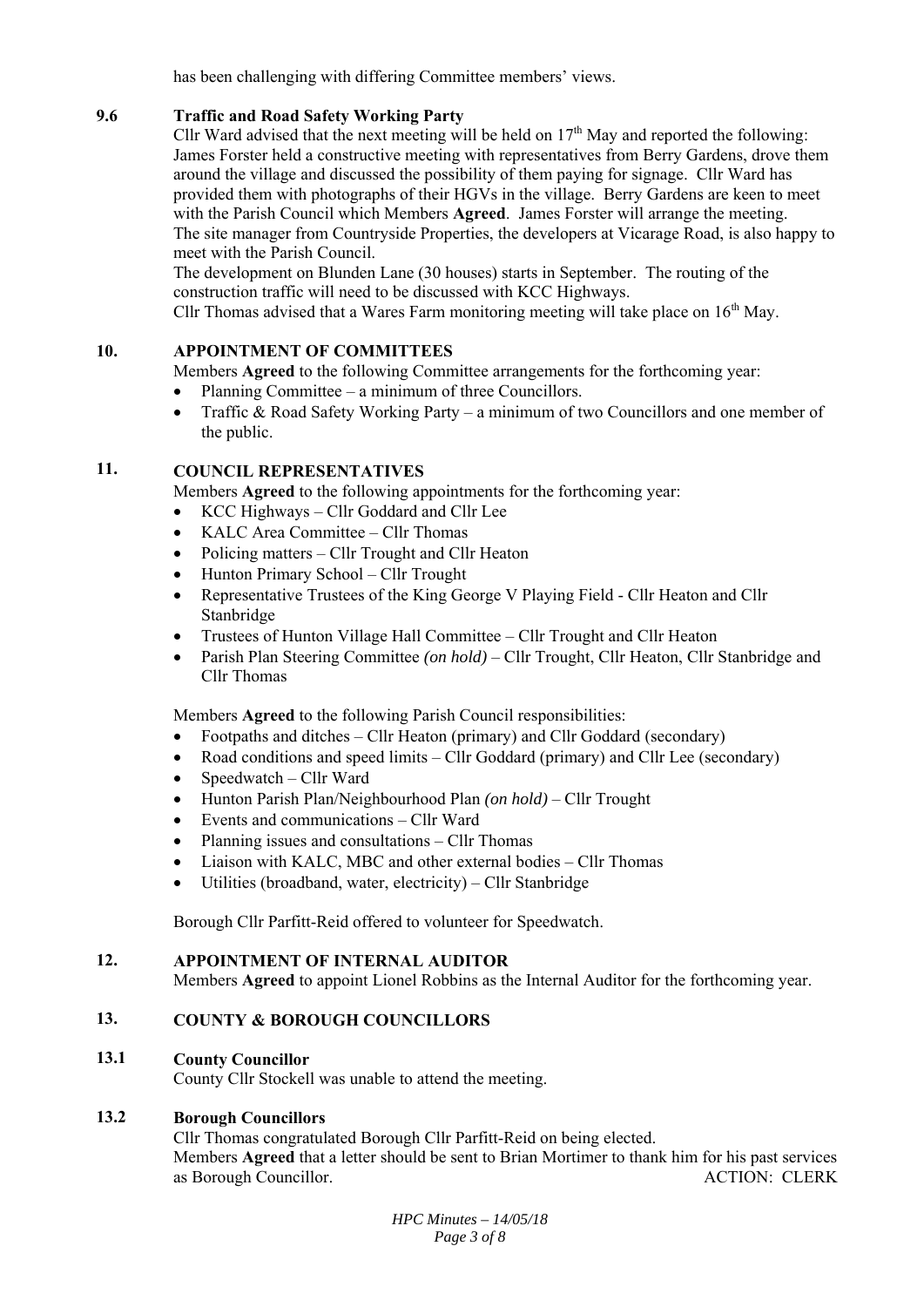has been challenging with differing Committee members' views.

### 9.6 Traffic and Road Safety Working Party

Cllr Ward advised that the next meeting will be held on 17th May and reported the following: James Forster held a constructive meeting with representatives from Berry Gardens, drove them around the village and discussed the possibility of them paying for signage. Cllr Ward has provided them with photographs of their HGVs in the village. Berry Gardens are keen to meet with the Parish Council which Members **Agreed**. James Forster will arrange the meeting.
The site manager from Countryside Properties, the developers at Vicarage Road, is also happy to meet with the Parish Council.
The development on Blunden Lane (30 houses) starts in September. The routing of the construction traffic will need to be discussed with KCC Highways.
Cllr Thomas advised that a Wares Farm monitoring meeting will take place on 16th May.

## 10. APPOINTMENT OF COMMITTEES

Members **Agreed** to the following Committee arrangements for the forthcoming year:

- Planning Committee – a minimum of three Councillors.
- Traffic & Road Safety Working Party – a minimum of two Councillors and one member of the public.

## 11. COUNCIL REPRESENTATIVES

Members **Agreed** to the following appointments for the forthcoming year:

- KCC Highways – Cllr Goddard and Cllr Lee
- KALC Area Committee – Cllr Thomas
- Policing matters – Cllr Trought and Cllr Heaton
- Hunton Primary School – Cllr Trought
- Representative Trustees of the King George V Playing Field - Cllr Heaton and Cllr Stanbridge
- Trustees of Hunton Village Hall Committee – Cllr Trought and Cllr Heaton
- Parish Plan Steering Committee *(on hold)* – Cllr Trought, Cllr Heaton, Cllr Stanbridge and Cllr Thomas

Members **Agreed** to the following Parish Council responsibilities:

- Footpaths and ditches – Cllr Heaton (primary) and Cllr Goddard (secondary)
- Road conditions and speed limits – Cllr Goddard (primary) and Cllr Lee (secondary)
- Speedwatch – Cllr Ward
- Hunton Parish Plan/Neighbourhood Plan *(on hold)* – Cllr Trought
- Events and communications – Cllr Ward
- Planning issues and consultations – Cllr Thomas
- Liaison with KALC, MBC and other external bodies – Cllr Thomas
- Utilities (broadband, water, electricity) – Cllr Stanbridge

Borough Cllr Parfitt-Reid offered to volunteer for Speedwatch.

## 12. APPOINTMENT OF INTERNAL AUDITOR

Members **Agreed** to appoint Lionel Robbins as the Internal Auditor for the forthcoming year.

## 13. COUNTY & BOROUGH COUNCILLORS

### 13.1 County Councillor

County Cllr Stockell was unable to attend the meeting.

### 13.2 Borough Councillors

Cllr Thomas congratulated Borough Cllr Parfitt-Reid on being elected.
Members **Agreed** that a letter should be sent to Brian Mortimer to thank him for his past services as Borough Councillor. ACTION: CLERK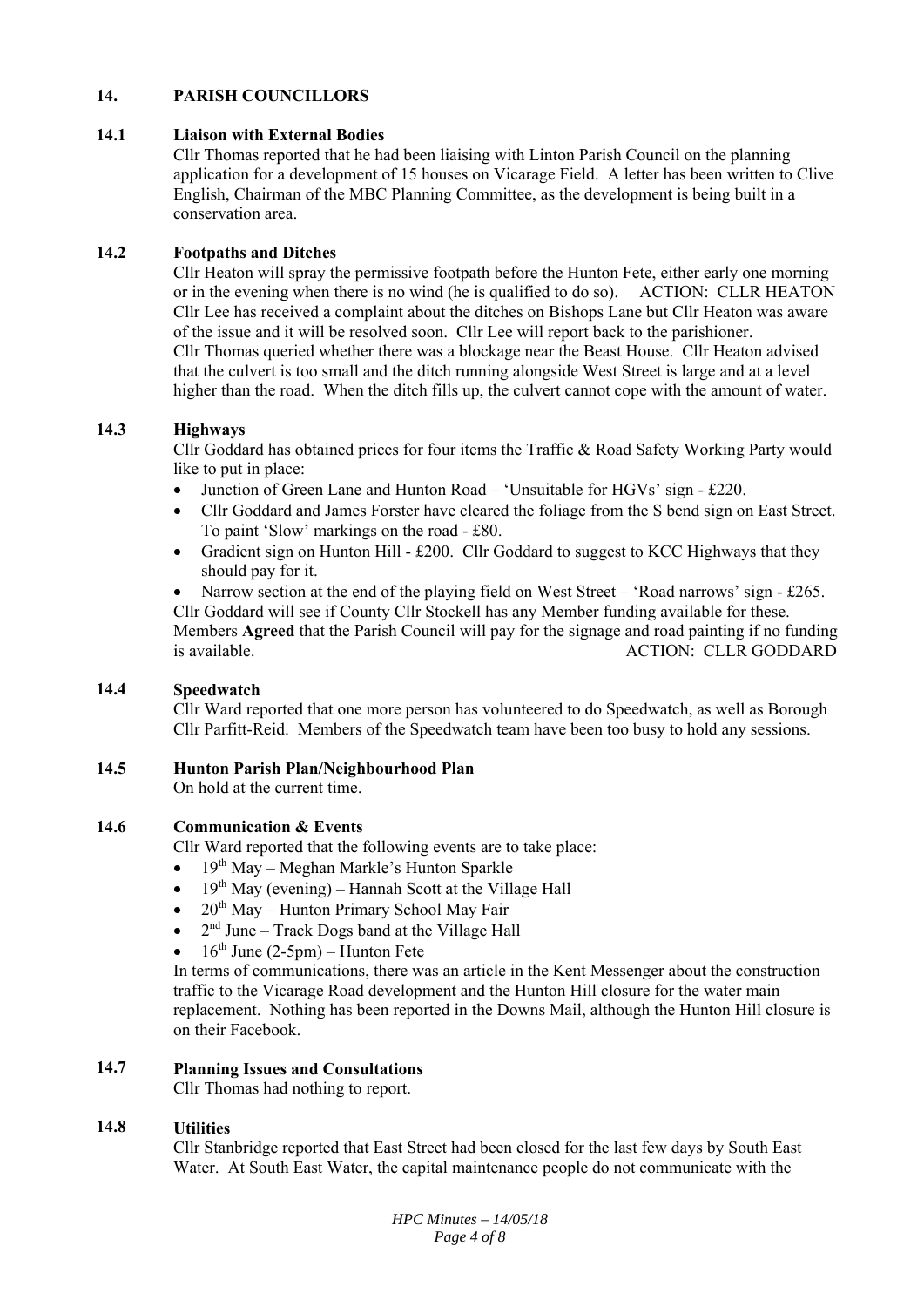## 14. PARISH COUNCILLORS

### 14.1 Liaison with External Bodies

Cllr Thomas reported that he had been liaising with Linton Parish Council on the planning application for a development of 15 houses on Vicarage Field. A letter has been written to Clive English, Chairman of the MBC Planning Committee, as the development is being built in a conservation area.

### 14.2 Footpaths and Ditches

Cllr Heaton will spray the permissive footpath before the Hunton Fete, either early one morning or in the evening when there is no wind (he is qualified to do so). ACTION: CLLR HEATON

Cllr Lee has received a complaint about the ditches on Bishops Lane but Cllr Heaton was aware of the issue and it will be resolved soon. Cllr Lee will report back to the parishioner.

Cllr Thomas queried whether there was a blockage near the Beast House. Cllr Heaton advised that the culvert is too small and the ditch running alongside West Street is large and at a level higher than the road. When the ditch fills up, the culvert cannot cope with the amount of water.

### 14.3 Highways

Cllr Goddard has obtained prices for four items the Traffic & Road Safety Working Party would like to put in place:

- Junction of Green Lane and Hunton Road – 'Unsuitable for HGVs' sign - £220.
- Cllr Goddard and James Forster have cleared the foliage from the S bend sign on East Street. To paint 'Slow' markings on the road - £80.
- Gradient sign on Hunton Hill - £200. Cllr Goddard to suggest to KCC Highways that they should pay for it.
- Narrow section at the end of the playing field on West Street – 'Road narrows' sign - £265.

Cllr Goddard will see if County Cllr Stockell has any Member funding available for these.
Members **Agreed** that the Parish Council will pay for the signage and road painting if no funding is available. ACTION: CLLR GODDARD

### 14.4 Speedwatch

Cllr Ward reported that one more person has volunteered to do Speedwatch, as well as Borough Cllr Parfitt-Reid. Members of the Speedwatch team have been too busy to hold any sessions.

### 14.5 Hunton Parish Plan/Neighbourhood Plan

On hold at the current time.

### 14.6 Communication & Events

Cllr Ward reported that the following events are to take place:

- 19th May – Meghan Markle's Hunton Sparkle
- 19th May (evening) – Hannah Scott at the Village Hall
- 20th May – Hunton Primary School May Fair
- 2nd June – Track Dogs band at the Village Hall
- 16th June (2-5pm) – Hunton Fete

In terms of communications, there was an article in the Kent Messenger about the construction traffic to the Vicarage Road development and the Hunton Hill closure for the water main replacement. Nothing has been reported in the Downs Mail, although the Hunton Hill closure is on their Facebook.

### 14.7 Planning Issues and Consultations

Cllr Thomas had nothing to report.

### 14.8 Utilities

Cllr Stanbridge reported that East Street had been closed for the last few days by South East Water. At South East Water, the capital maintenance people do not communicate with the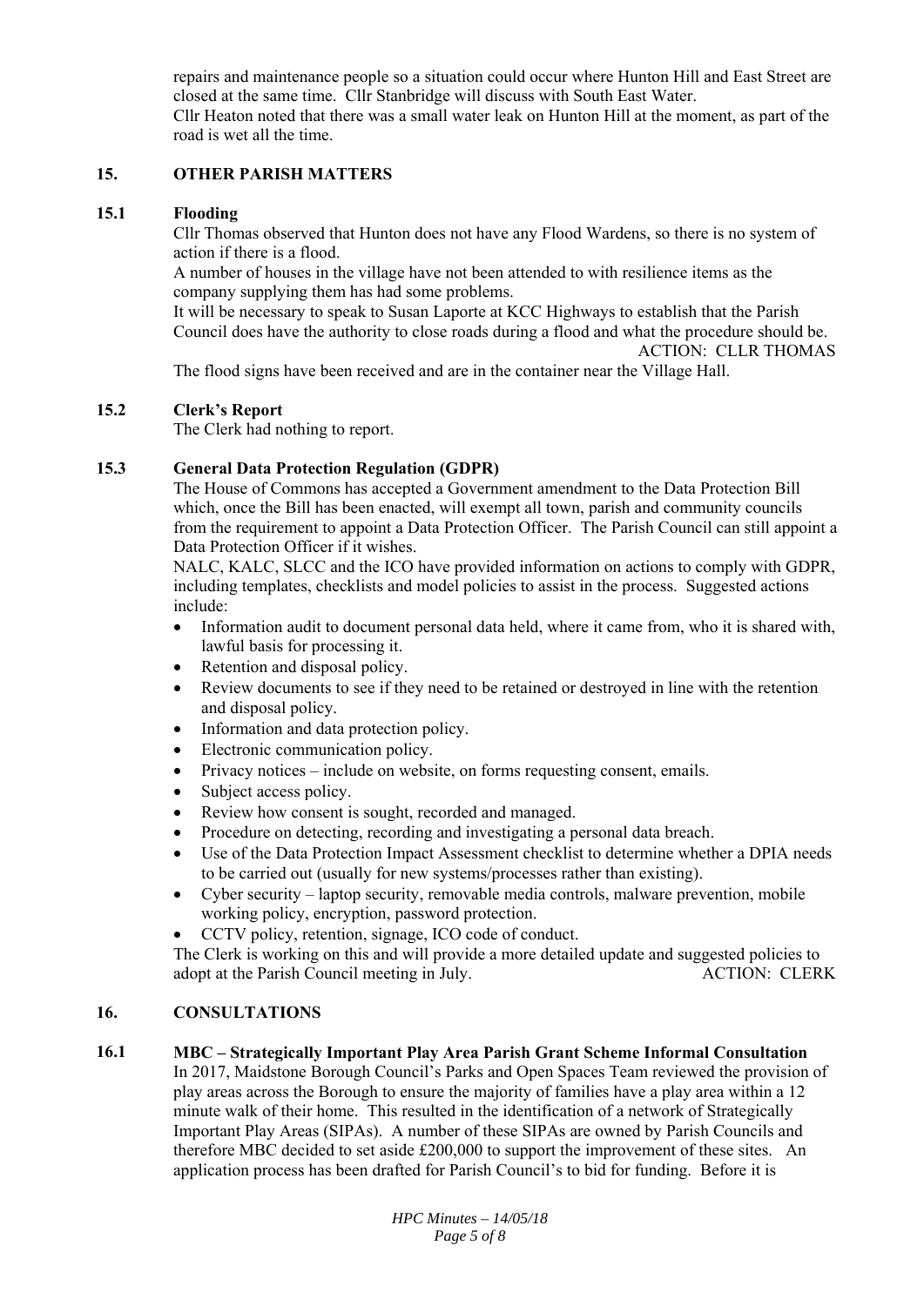repairs and maintenance people so a situation could occur where Hunton Hill and East Street are closed at the same time. Cllr Stanbridge will discuss with South East Water.
Cllr Heaton noted that there was a small water leak on Hunton Hill at the moment, as part of the road is wet all the time.

## 15. OTHER PARISH MATTERS

### 15.1 Flooding

Cllr Thomas observed that Hunton does not have any Flood Wardens, so there is no system of action if there is a flood.
A number of houses in the village have not been attended to with resilience items as the company supplying them has had some problems.
It will be necessary to speak to Susan Laporte at KCC Highways to establish that the Parish Council does have the authority to close roads during a flood and what the procedure should be.

ACTION: CLLR THOMAS

The flood signs have been received and are in the container near the Village Hall.

### 15.2 Clerk's Report

The Clerk had nothing to report.

### 15.3 General Data Protection Regulation (GDPR)

The House of Commons has accepted a Government amendment to the Data Protection Bill which, once the Bill has been enacted, will exempt all town, parish and community councils from the requirement to appoint a Data Protection Officer. The Parish Council can still appoint a Data Protection Officer if it wishes.
NALC, KALC, SLCC and the ICO have provided information on actions to comply with GDPR, including templates, checklists and model policies to assist in the process. Suggested actions include:

- Information audit to document personal data held, where it came from, who it is shared with, lawful basis for processing it.
- Retention and disposal policy.
- Review documents to see if they need to be retained or destroyed in line with the retention and disposal policy.
- Information and data protection policy.
- Electronic communication policy.
- Privacy notices – include on website, on forms requesting consent, emails.
- Subject access policy.
- Review how consent is sought, recorded and managed.
- Procedure on detecting, recording and investigating a personal data breach.
- Use of the Data Protection Impact Assessment checklist to determine whether a DPIA needs to be carried out (usually for new systems/processes rather than existing).
- Cyber security – laptop security, removable media controls, malware prevention, mobile working policy, encryption, password protection.
- CCTV policy, retention, signage, ICO code of conduct.

The Clerk is working on this and will provide a more detailed update and suggested policies to adopt at the Parish Council meeting in July.

ACTION: CLERK

## 16. CONSULTATIONS

### 16.1 MBC – Strategically Important Play Area Parish Grant Scheme Informal Consultation

In 2017, Maidstone Borough Council's Parks and Open Spaces Team reviewed the provision of play areas across the Borough to ensure the majority of families have a play area within a 12 minute walk of their home. This resulted in the identification of a network of Strategically Important Play Areas (SIPAs). A number of these SIPAs are owned by Parish Councils and therefore MBC decided to set aside £200,000 to support the improvement of these sites. An application process has been drafted for Parish Council's to bid for funding. Before it is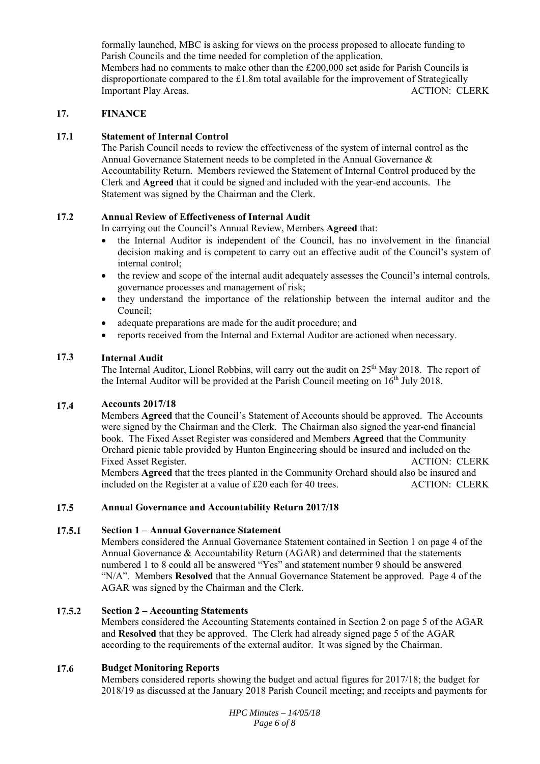formally launched, MBC is asking for views on the process proposed to allocate funding to Parish Councils and the time needed for completion of the application.
Members had no comments to make other than the £200,000 set aside for Parish Councils is disproportionate compared to the £1.8m total available for the improvement of Strategically Important Play Areas. ACTION: CLERK

## 17. FINANCE

### 17.1 Statement of Internal Control

The Parish Council needs to review the effectiveness of the system of internal control as the Annual Governance Statement needs to be completed in the Annual Governance & Accountability Return. Members reviewed the Statement of Internal Control produced by the Clerk and **Agreed** that it could be signed and included with the year-end accounts. The Statement was signed by the Chairman and the Clerk.

### 17.2 Annual Review of Effectiveness of Internal Audit

In carrying out the Council's Annual Review, Members **Agreed** that:

- the Internal Auditor is independent of the Council, has no involvement in the financial decision making and is competent to carry out an effective audit of the Council's system of internal control;
- the review and scope of the internal audit adequately assesses the Council's internal controls, governance processes and management of risk;
- they understand the importance of the relationship between the internal auditor and the Council;
- adequate preparations are made for the audit procedure; and
- reports received from the Internal and External Auditor are actioned when necessary.

### 17.3 Internal Audit

The Internal Auditor, Lionel Robbins, will carry out the audit on 25th May 2018. The report of the Internal Auditor will be provided at the Parish Council meeting on 16th July 2018.

### 17.4 Accounts 2017/18

Members **Agreed** that the Council's Statement of Accounts should be approved. The Accounts were signed by the Chairman and the Clerk. The Chairman also signed the year-end financial book. The Fixed Asset Register was considered and Members **Agreed** that the Community Orchard picnic table provided by Hunton Engineering should be insured and included on the Fixed Asset Register. ACTION: CLERK
Members **Agreed** that the trees planted in the Community Orchard should also be insured and included on the Register at a value of £20 each for 40 trees. ACTION: CLERK

### 17.5 Annual Governance and Accountability Return 2017/18

#### 17.5.1 Section 1 – Annual Governance Statement

Members considered the Annual Governance Statement contained in Section 1 on page 4 of the Annual Governance & Accountability Return (AGAR) and determined that the statements numbered 1 to 8 could all be answered "Yes" and statement number 9 should be answered "N/A". Members **Resolved** that the Annual Governance Statement be approved. Page 4 of the AGAR was signed by the Chairman and the Clerk.

#### 17.5.2 Section 2 – Accounting Statements

Members considered the Accounting Statements contained in Section 2 on page 5 of the AGAR and **Resolved** that they be approved. The Clerk had already signed page 5 of the AGAR according to the requirements of the external auditor. It was signed by the Chairman.

### 17.6 Budget Monitoring Reports

Members considered reports showing the budget and actual figures for 2017/18; the budget for 2018/19 as discussed at the January 2018 Parish Council meeting; and receipts and payments for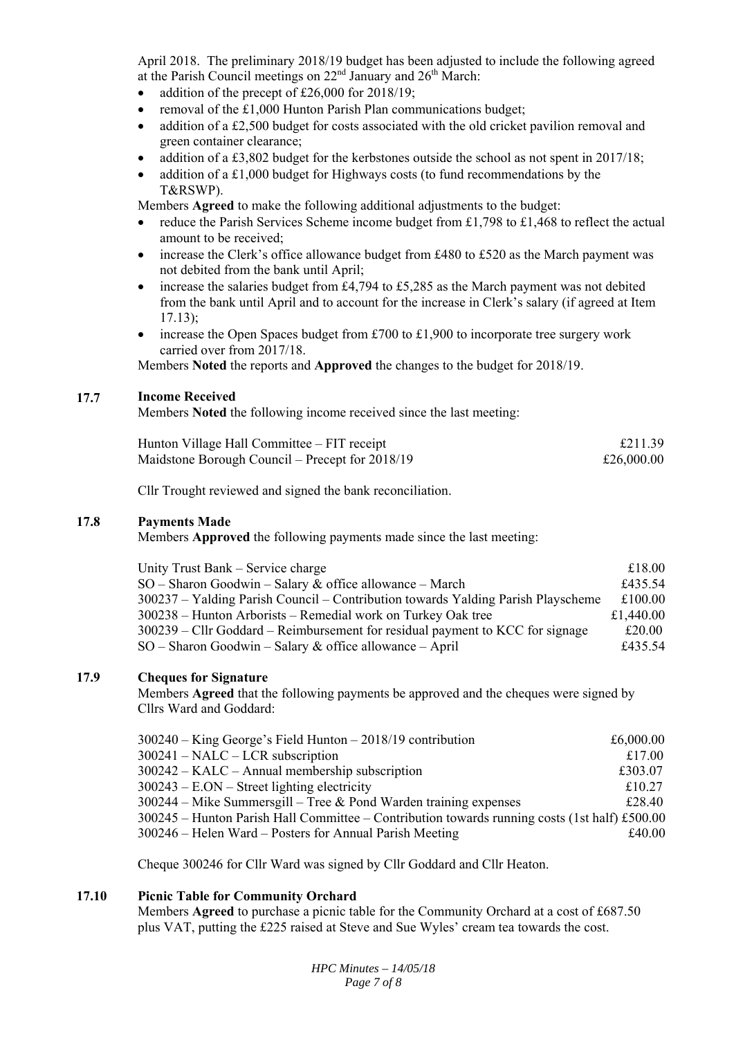April 2018. The preliminary 2018/19 budget has been adjusted to include the following agreed at the Parish Council meetings on 22nd January and 26th March:

- addition of the precept of £26,000 for 2018/19;
- removal of the £1,000 Hunton Parish Plan communications budget;
- addition of a £2,500 budget for costs associated with the old cricket pavilion removal and green container clearance;
- addition of a £3,802 budget for the kerbstones outside the school as not spent in 2017/18;
- addition of a £1,000 budget for Highways costs (to fund recommendations by the T&RSWP).

Members **Agreed** to make the following additional adjustments to the budget:

- reduce the Parish Services Scheme income budget from £1,798 to £1,468 to reflect the actual amount to be received;
- increase the Clerk's office allowance budget from £480 to £520 as the March payment was not debited from the bank until April;
- increase the salaries budget from £4,794 to £5,285 as the March payment was not debited from the bank until April and to account for the increase in Clerk's salary (if agreed at Item 17.13);
- increase the Open Spaces budget from £700 to £1,900 to incorporate tree surgery work carried over from 2017/18.

Members **Noted** the reports and **Approved** the changes to the budget for 2018/19.

## 17.7 Income Received

Members **Noted** the following income received since the last meeting:

| | |
|---|---|
| Hunton Village Hall Committee – FIT receipt | £211.39 |
| Maidstone Borough Council – Precept for 2018/19 | £26,000.00 |

Cllr Trought reviewed and signed the bank reconciliation.

## 17.8 Payments Made

Members **Approved** the following payments made since the last meeting:

| | |
|---|---|
| Unity Trust Bank – Service charge | £18.00 |
| SO – Sharon Goodwin – Salary & office allowance – March | £435.54 |
| 300237 – Yalding Parish Council – Contribution towards Yalding Parish Playscheme | £100.00 |
| 300238 – Hunton Arborists – Remedial work on Turkey Oak tree | £1,440.00 |
| 300239 – Cllr Goddard – Reimbursement for residual payment to KCC for signage | £20.00 |
| SO – Sharon Goodwin – Salary & office allowance – April | £435.54 |

## 17.9 Cheques for Signature

Members **Agreed** that the following payments be approved and the cheques were signed by Cllrs Ward and Goddard:

| | |
|---|---|
| 300240 – King George's Field Hunton – 2018/19 contribution | £6,000.00 |
| 300241 – NALC – LCR subscription | £17.00 |
| 300242 – KALC – Annual membership subscription | £303.07 |
| 300243 – E.ON – Street lighting electricity | £10.27 |
| 300244 – Mike Summersgill – Tree & Pond Warden training expenses | £28.40 |
| 300245 – Hunton Parish Hall Committee – Contribution towards running costs (1st half) | £500.00 |
| 300246 – Helen Ward – Posters for Annual Parish Meeting | £40.00 |

Cheque 300246 for Cllr Ward was signed by Cllr Goddard and Cllr Heaton.

## 17.10 Picnic Table for Community Orchard

Members **Agreed** to purchase a picnic table for the Community Orchard at a cost of £687.50 plus VAT, putting the £225 raised at Steve and Sue Wyles' cream tea towards the cost.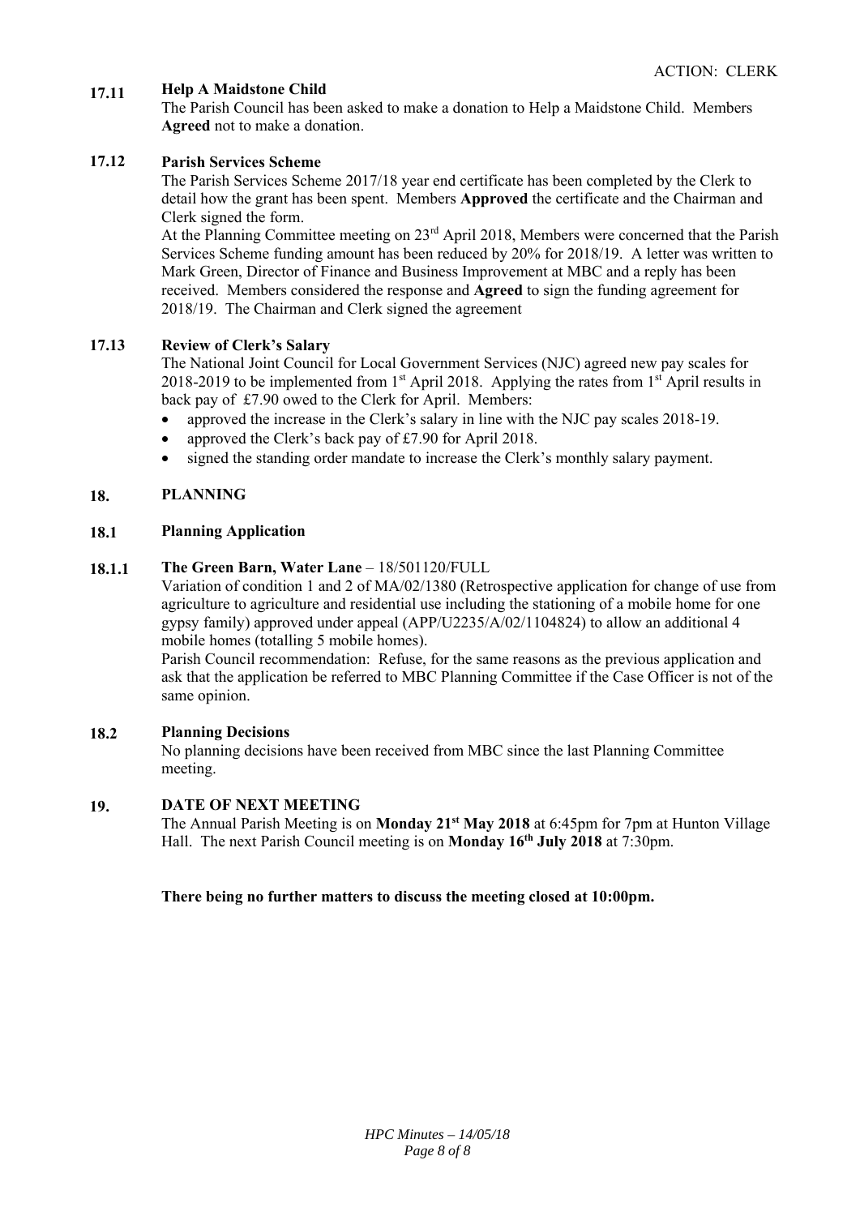ACTION: CLERK

**17.11 Help A Maidstone Child**

The Parish Council has been asked to make a donation to Help a Maidstone Child. Members **Agreed** not to make a donation.

**17.12 Parish Services Scheme**

The Parish Services Scheme 2017/18 year end certificate has been completed by the Clerk to detail how the grant has been spent. Members **Approved** the certificate and the Chairman and Clerk signed the form.

At the Planning Committee meeting on 23rd April 2018, Members were concerned that the Parish Services Scheme funding amount has been reduced by 20% for 2018/19. A letter was written to Mark Green, Director of Finance and Business Improvement at MBC and a reply has been received. Members considered the response and **Agreed** to sign the funding agreement for 2018/19. The Chairman and Clerk signed the agreement

**17.13 Review of Clerk's Salary**

The National Joint Council for Local Government Services (NJC) agreed new pay scales for 2018-2019 to be implemented from 1st April 2018. Applying the rates from 1st April results in back pay of £7.90 owed to the Clerk for April. Members:

- approved the increase in the Clerk's salary in line with the NJC pay scales 2018-19.
- approved the Clerk's back pay of £7.90 for April 2018.
- signed the standing order mandate to increase the Clerk's monthly salary payment.

## 18. PLANNING

**18.1 Planning Application**

**18.1.1 The Green Barn, Water Lane** – 18/501120/FULL

Variation of condition 1 and 2 of MA/02/1380 (Retrospective application for change of use from agriculture to agriculture and residential use including the stationing of a mobile home for one gypsy family) approved under appeal (APP/U2235/A/02/1104824) to allow an additional 4 mobile homes (totalling 5 mobile homes).

Parish Council recommendation: Refuse, for the same reasons as the previous application and ask that the application be referred to MBC Planning Committee if the Case Officer is not of the same opinion.

**18.2 Planning Decisions**

No planning decisions have been received from MBC since the last Planning Committee meeting.

## 19. DATE OF NEXT MEETING

The Annual Parish Meeting is on **Monday 21st May 2018** at 6:45pm for 7pm at Hunton Village Hall. The next Parish Council meeting is on **Monday 16th July 2018** at 7:30pm.

**There being no further matters to discuss the meeting closed at 10:00pm.**